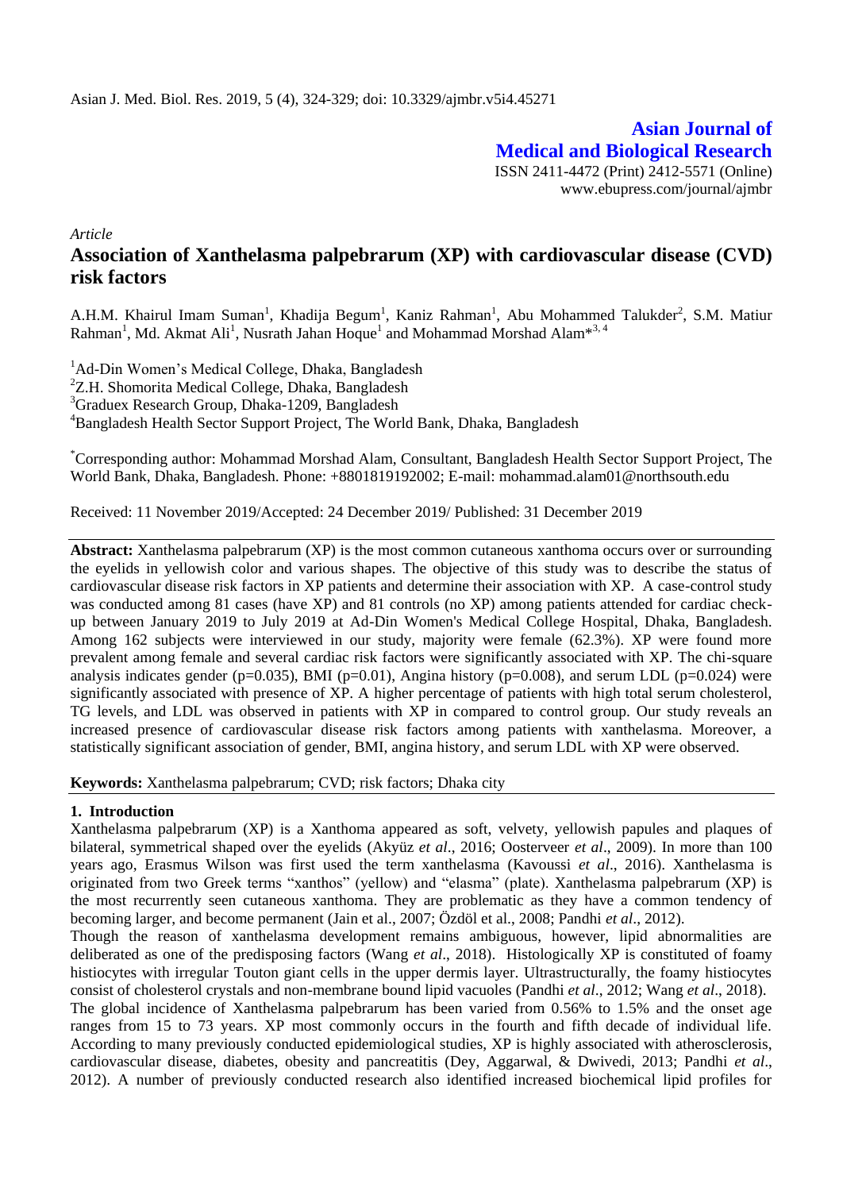# Asian Journal of Medical and Biological Research

ISSN 2411-4472 (Print) 2412-5571 (Online)
www.ebupress.com/journal/ajmbr

*Article*

## Association of Xanthelasma palpebrarum (XP) with cardiovascular disease (CVD) risk factors

A.H.M. Khairul Imam Suman[1], Khadija Begum[1], Kaniz Rahman[1], Abu Mohammed Talukder[2], S.M. Matiur Rahman[1], Md. Akmat Ali[1], Nusrath Jahan Hoque[1] and Mohammad Morshad Alam*[3, 4]

[1]Ad-Din Women's Medical College, Dhaka, Bangladesh
[2]Z.H. Shomorita Medical College, Dhaka, Bangladesh
[3]Graduex Research Group, Dhaka-1209, Bangladesh
[4]Bangladesh Health Sector Support Project, The World Bank, Dhaka, Bangladesh

*Corresponding author: Mohammad Morshad Alam, Consultant, Bangladesh Health Sector Support Project, The World Bank, Dhaka, Bangladesh. Phone: +8801819192002; E-mail: mohammad.alam01@northsouth.edu

Received: 11 November 2019/Accepted: 24 December 2019/ Published: 31 December 2019

**Abstract:** Xanthelasma palpebrarum (XP) is the most common cutaneous xanthoma occurs over or surrounding the eyelids in yellowish color and various shapes. The objective of this study was to describe the status of cardiovascular disease risk factors in XP patients and determine their association with XP. A case-control study was conducted among 81 cases (have XP) and 81 controls (no XP) among patients attended for cardiac check-up between January 2019 to July 2019 at Ad-Din Women's Medical College Hospital, Dhaka, Bangladesh. Among 162 subjects were interviewed in our study, majority were female (62.3%). XP were found more prevalent among female and several cardiac risk factors were significantly associated with XP. The chi-square analysis indicates gender ($p=0.035$), BMI ($p=0.01$), Angina history ($p=0.008$), and serum LDL ($p=0.024$) were significantly associated with presence of XP. A higher percentage of patients with high total serum cholesterol, TG levels, and LDL was observed in patients with XP in compared to control group. Our study reveals an increased presence of cardiovascular disease risk factors among patients with xanthelasma. Moreover, a statistically significant association of gender, BMI, angina history, and serum LDL with XP were observed.

**Keywords:** Xanthelasma palpebrarum; CVD; risk factors; Dhaka city

### 1. Introduction

Xanthelasma palpebrarum (XP) is a Xanthoma appeared as soft, velvety, yellowish papules and plaques of bilateral, symmetrical shaped over the eyelids (Akyüz *et al*., 2016; Oosterveer *et al*., 2009). In more than 100 years ago, Erasmus Wilson was first used the term xanthelasma (Kavoussi *et al*., 2016). Xanthelasma is originated from two Greek terms "xanthos" (yellow) and "elasma" (plate). Xanthelasma palpebrarum (XP) is the most recurrently seen cutaneous xanthoma. They are problematic as they have a common tendency of becoming larger, and become permanent (Jain et al., 2007; Özdöl et al., 2008; Pandhi *et al*., 2012).

Though the reason of xanthelasma development remains ambiguous, however, lipid abnormalities are deliberated as one of the predisposing factors (Wang *et al*., 2018). Histologically XP is constituted of foamy histiocytes with irregular Touton giant cells in the upper dermis layer. Ultrastructurally, the foamy histiocytes consist of cholesterol crystals and non-membrane bound lipid vacuoles (Pandhi *et al*., 2012; Wang *et al*., 2018).

The global incidence of Xanthelasma palpebrarum has been varied from 0.56% to 1.5% and the onset age ranges from 15 to 73 years. XP most commonly occurs in the fourth and fifth decade of individual life. According to many previously conducted epidemiological studies, XP is highly associated with atherosclerosis, cardiovascular disease, diabetes, obesity and pancreatitis (Dey, Aggarwal, & Dwivedi, 2013; Pandhi *et al*., 2012). A number of previously conducted research also identified increased biochemical lipid profiles for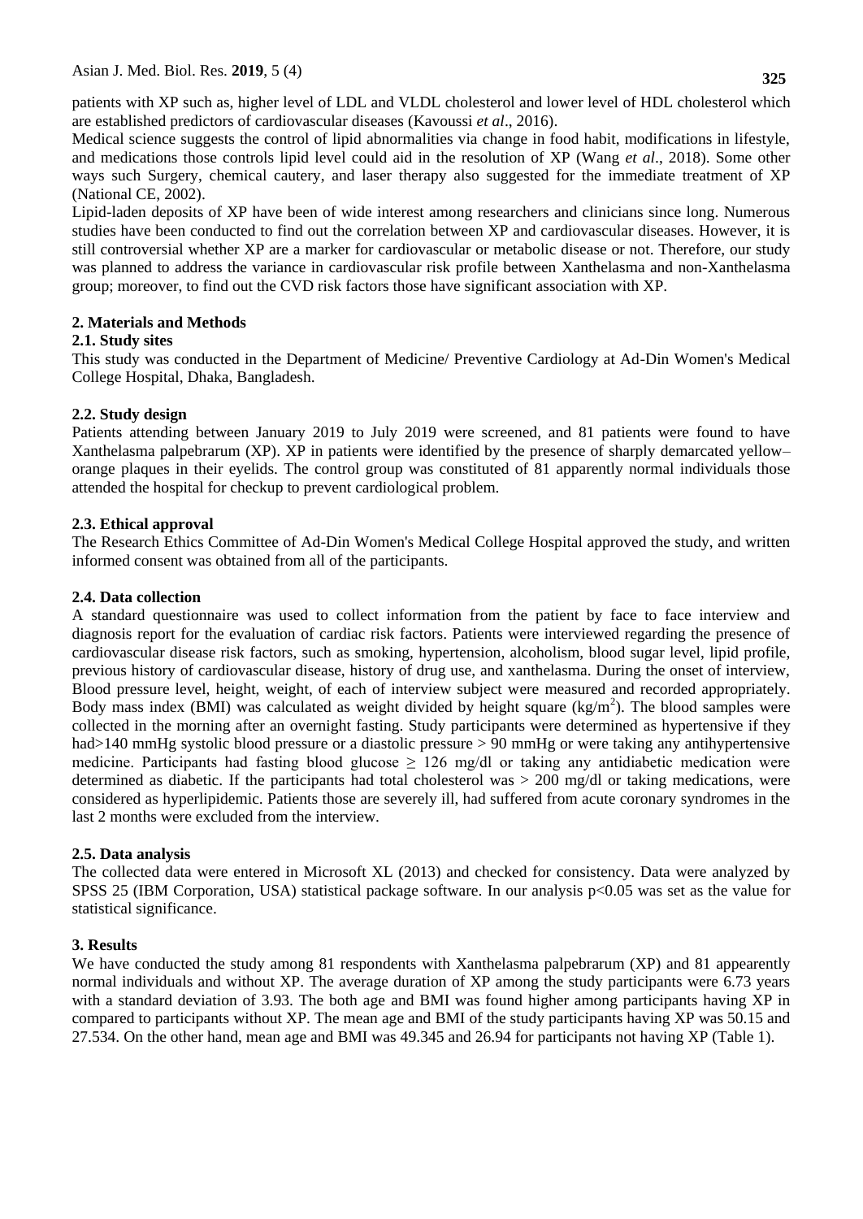patients with XP such as, higher level of LDL and VLDL cholesterol and lower level of HDL cholesterol which are established predictors of cardiovascular diseases (Kavoussi *et al*., 2016).

Medical science suggests the control of lipid abnormalities via change in food habit, modifications in lifestyle, and medications those controls lipid level could aid in the resolution of XP (Wang *et al*., 2018). Some other ways such Surgery, chemical cautery, and laser therapy also suggested for the immediate treatment of XP (National CE, 2002).

Lipid-laden deposits of XP have been of wide interest among researchers and clinicians since long. Numerous studies have been conducted to find out the correlation between XP and cardiovascular diseases. However, it is still controversial whether XP are a marker for cardiovascular or metabolic disease or not. Therefore, our study was planned to address the variance in cardiovascular risk profile between Xanthelasma and non-Xanthelasma group; moreover, to find out the CVD risk factors those have significant association with XP.

## 2. Materials and Methods

### 2.1. Study sites

This study was conducted in the Department of Medicine/ Preventive Cardiology at Ad-Din Women's Medical College Hospital, Dhaka, Bangladesh.

### 2.2. Study design

Patients attending between January 2019 to July 2019 were screened, and 81 patients were found to have Xanthelasma palpebrarum (XP). XP in patients were identified by the presence of sharply demarcated yellow–orange plaques in their eyelids. The control group was constituted of 81 apparently normal individuals those attended the hospital for checkup to prevent cardiological problem.

### 2.3. Ethical approval

The Research Ethics Committee of Ad-Din Women's Medical College Hospital approved the study, and written informed consent was obtained from all of the participants.

### 2.4. Data collection

A standard questionnaire was used to collect information from the patient by face to face interview and diagnosis report for the evaluation of cardiac risk factors. Patients were interviewed regarding the presence of cardiovascular disease risk factors, such as smoking, hypertension, alcoholism, blood sugar level, lipid profile, previous history of cardiovascular disease, history of drug use, and xanthelasma. During the onset of interview, Blood pressure level, height, weight, of each of interview subject were measured and recorded appropriately. Body mass index (BMI) was calculated as weight divided by height square ($kg/m^2$). The blood samples were collected in the morning after an overnight fasting. Study participants were determined as hypertensive if they had>140 mmHg systolic blood pressure or a diastolic pressure > 90 mmHg or were taking any antihypertensive medicine. Participants had fasting blood glucose $\geq$ 126 mg/dl or taking any antidiabetic medication were determined as diabetic. If the participants had total cholesterol was > 200 mg/dl or taking medications, were considered as hyperlipidemic. Patients those are severely ill, had suffered from acute coronary syndromes in the last 2 months were excluded from the interview.

### 2.5. Data analysis

The collected data were entered in Microsoft XL (2013) and checked for consistency. Data were analyzed by SPSS 25 (IBM Corporation, USA) statistical package software. In our analysis $p<0.05$ was set as the value for statistical significance.

## 3. Results

We have conducted the study among 81 respondents with Xanthelasma palpebrarum (XP) and 81 appearently normal individuals and without XP. The average duration of XP among the study participants were 6.73 years with a standard deviation of 3.93. The both age and BMI was found higher among participants having XP in compared to participants without XP. The mean age and BMI of the study participants having XP was 50.15 and 27.534. On the other hand, mean age and BMI was 49.345 and 26.94 for participants not having XP (Table 1).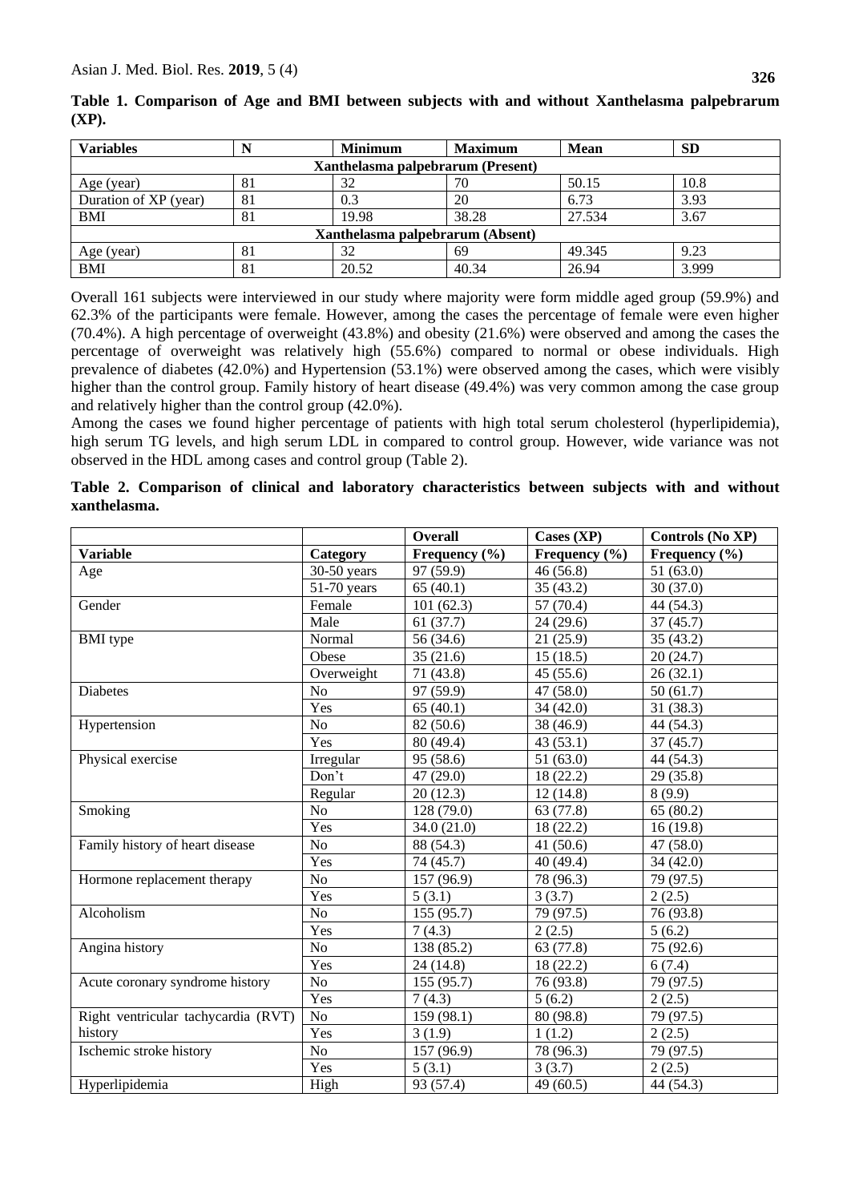**Table 1. Comparison of Age and BMI between subjects with and without Xanthelasma palpebrarum (XP).**

| Variables | N | Minimum | Maximum | Mean | SD |
|---|---|---|---|---|---|
| **Xanthelasma palpebrarum (Present)** | | | | | |
| Age (year) | 81 | 32 | 70 | 50.15 | 10.8 |
| Duration of XP (year) | 81 | 0.3 | 20 | 6.73 | 3.93 |
| BMI | 81 | 19.98 | 38.28 | 27.534 | 3.67 |
| **Xanthelasma palpebrarum (Absent)** | | | | | |
| Age (year) | 81 | 32 | 69 | 49.345 | 9.23 |
| BMI | 81 | 20.52 | 40.34 | 26.94 | 3.999 |

Overall 161 subjects were interviewed in our study where majority were form middle aged group (59.9%) and 62.3% of the participants were female. However, among the cases the percentage of female were even higher (70.4%). A high percentage of overweight (43.8%) and obesity (21.6%) were observed and among the cases the percentage of overweight was relatively high (55.6%) compared to normal or obese individuals. High prevalence of diabetes (42.0%) and Hypertension (53.1%) were observed among the cases, which were visibly higher than the control group. Family history of heart disease (49.4%) was very common among the case group and relatively higher than the control group (42.0%).

Among the cases we found higher percentage of patients with high total serum cholesterol (hyperlipidemia), high serum TG levels, and high serum LDL in compared to control group. However, wide variance was not observed in the HDL among cases and control group (Table 2).

**Table 2. Comparison of clinical and laboratory characteristics between subjects with and without xanthelasma.**

| | | Overall | Cases (XP) | Controls (No XP) |
|---|---|---|---|---|
| **Variable** | **Category** | **Frequency (%)** | **Frequency (%)** | **Frequency (%)** |
| Age | 30-50 years | 97 (59.9) | 46 (56.8) | 51 (63.0) |
| | 51-70 years | 65 (40.1) | 35 (43.2) | 30 (37.0) |
| Gender | Female | 101 (62.3) | 57 (70.4) | 44 (54.3) |
| | Male | 61 (37.7) | 24 (29.6) | 37 (45.7) |
| BMI type | Normal | 56 (34.6) | 21 (25.9) | 35 (43.2) |
| | Obese | 35 (21.6) | 15 (18.5) | 20 (24.7) |
| | Overweight | 71 (43.8) | 45 (55.6) | 26 (32.1) |
| Diabetes | No | 97 (59.9) | 47 (58.0) | 50 (61.7) |
| | Yes | 65 (40.1) | 34 (42.0) | 31 (38.3) |
| Hypertension | No | 82 (50.6) | 38 (46.9) | 44 (54.3) |
| | Yes | 80 (49.4) | 43 (53.1) | 37 (45.7) |
| Physical exercise | Irregular | 95 (58.6) | 51 (63.0) | 44 (54.3) |
| | Don't | 47 (29.0) | 18 (22.2) | 29 (35.8) |
| | Regular | 20 (12.3) | 12 (14.8) | 8 (9.9) |
| Smoking | No | 128 (79.0) | 63 (77.8) | 65 (80.2) |
| | Yes | 34.0 (21.0) | 18 (22.2) | 16 (19.8) |
| Family history of heart disease | No | 88 (54.3) | 41 (50.6) | 47 (58.0) |
| | Yes | 74 (45.7) | 40 (49.4) | 34 (42.0) |
| Hormone replacement therapy | No | 157 (96.9) | 78 (96.3) | 79 (97.5) |
| | Yes | 5 (3.1) | 3 (3.7) | 2 (2.5) |
| Alcoholism | No | 155 (95.7) | 79 (97.5) | 76 (93.8) |
| | Yes | 7 (4.3) | 2 (2.5) | 5 (6.2) |
| Angina history | No | 138 (85.2) | 63 (77.8) | 75 (92.6) |
| | Yes | 24 (14.8) | 18 (22.2) | 6 (7.4) |
| Acute coronary syndrome history | No | 155 (95.7) | 76 (93.8) | 79 (97.5) |
| | Yes | 7 (4.3) | 5 (6.2) | 2 (2.5) |
| Right ventricular tachycardia (RVT) history | No | 159 (98.1) | 80 (98.8) | 79 (97.5) |
| | Yes | 3 (1.9) | 1 (1.2) | 2 (2.5) |
| Ischemic stroke history | No | 157 (96.9) | 78 (96.3) | 79 (97.5) |
| | Yes | 5 (3.1) | 3 (3.7) | 2 (2.5) |
| Hyperlipidemia | High | 93 (57.4) | 49 (60.5) | 44 (54.3) |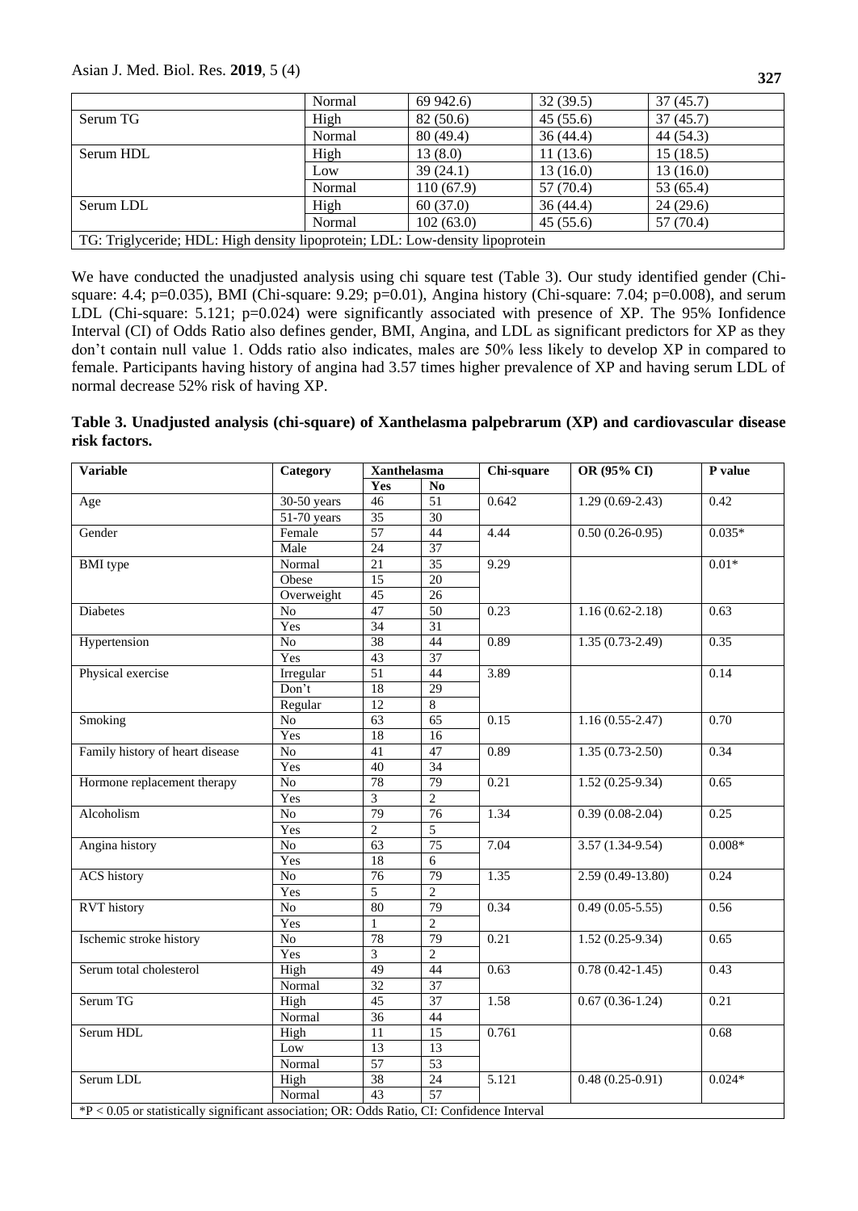| | Normal | 69 942.6) | 32 (39.5) | 37 (45.7) |
|---|---|---|---|---|
| Serum TG | High | 82 (50.6) | 45 (55.6) | 37 (45.7) |
| | Normal | 80 (49.4) | 36 (44.4) | 44 (54.3) |
| Serum HDL | High | 13 (8.0) | 11 (13.6) | 15 (18.5) |
| | Low | 39 (24.1) | 13 (16.0) | 13 (16.0) |
| | Normal | 110 (67.9) | 57 (70.4) | 53 (65.4) |
| Serum LDL | High | 60 (37.0) | 36 (44.4) | 24 (29.6) |
| | Normal | 102 (63.0) | 45 (55.6) | 57 (70.4) |

TG: Triglyceride; HDL: High density lipoprotein; LDL: Low-density lipoprotein

We have conducted the unadjusted analysis using chi square test (Table 3). Our study identified gender (Chi-square: 4.4; p=0.035), BMI (Chi-square: 9.29; p=0.01), Angina history (Chi-square: 7.04; p=0.008), and serum LDL (Chi-square: 5.121; p=0.024) were significantly associated with presence of XP. The 95% Ionfidence Interval (CI) of Odds Ratio also defines gender, BMI, Angina, and LDL as significant predictors for XP as they don't contain null value 1. Odds ratio also indicates, males are 50% less likely to develop XP in compared to female. Participants having history of angina had 3.57 times higher prevalence of XP and having serum LDL of normal decrease 52% risk of having XP.

**Table 3. Unadjusted analysis (chi-square) of Xanthelasma palpebrarum (XP) and cardiovascular disease risk factors.**

| Variable | Category | Xanthelasma | | Chi-square | OR (95% CI) | P value |
|---|---|---|---|---|---|---|
| | | Yes | No | | | |
| Age | 30-50 years | 46 | 51 | 0.642 | 1.29 (0.69-2.43) | 0.42 |
| | 51-70 years | 35 | 30 | | | |
| Gender | Female | 57 | 44 | 4.44 | 0.50 (0.26-0.95) | 0.035* |
| | Male | 24 | 37 | | | |
| BMI type | Normal | 21 | 35 | 9.29 | | 0.01* |
| | Obese | 15 | 20 | | | |
| | Overweight | 45 | 26 | | | |
| Diabetes | No | 47 | 50 | 0.23 | 1.16 (0.62-2.18) | 0.63 |
| | Yes | 34 | 31 | | | |
| Hypertension | No | 38 | 44 | 0.89 | 1.35 (0.73-2.49) | 0.35 |
| | Yes | 43 | 37 | | | |
| Physical exercise | Irregular | 51 | 44 | 3.89 | | 0.14 |
| | Don't | 18 | 29 | | | |
| | Regular | 12 | 8 | | | |
| Smoking | No | 63 | 65 | 0.15 | 1.16 (0.55-2.47) | 0.70 |
| | Yes | 18 | 16 | | | |
| Family history of heart disease | No | 41 | 47 | 0.89 | 1.35 (0.73-2.50) | 0.34 |
| | Yes | 40 | 34 | | | |
| Hormone replacement therapy | No | 78 | 79 | 0.21 | 1.52 (0.25-9.34) | 0.65 |
| | Yes | 3 | 2 | | | |
| Alcoholism | No | 79 | 76 | 1.34 | 0.39 (0.08-2.04) | 0.25 |
| | Yes | 2 | 5 | | | |
| Angina history | No | 63 | 75 | 7.04 | 3.57 (1.34-9.54) | 0.008* |
| | Yes | 18 | 6 | | | |
| ACS history | No | 76 | 79 | 1.35 | 2.59 (0.49-13.80) | 0.24 |
| | Yes | 5 | 2 | | | |
| RVT history | No | 80 | 79 | 0.34 | 0.49 (0.05-5.55) | 0.56 |
| | Yes | 1 | 2 | | | |
| Ischemic stroke history | No | 78 | 79 | 0.21 | 1.52 (0.25-9.34) | 0.65 |
| | Yes | 3 | 2 | | | |
| Serum total cholesterol | High | 49 | 44 | 0.63 | 0.78 (0.42-1.45) | 0.43 |
| | Normal | 32 | 37 | | | |
| Serum TG | High | 45 | 37 | 1.58 | 0.67 (0.36-1.24) | 0.21 |
| | Normal | 36 | 44 | | | |
| Serum HDL | High | 11 | 15 | 0.761 | | 0.68 |
| | Low | 13 | 13 | | | |
| | Normal | 57 | 53 | | | |
| Serum LDL | High | 38 | 24 | 5.121 | 0.48 (0.25-0.91) | 0.024* |
| | Normal | 43 | 57 | | | |

*P < 0.05 or statistically significant association; OR: Odds Ratio, CI: Confidence Interval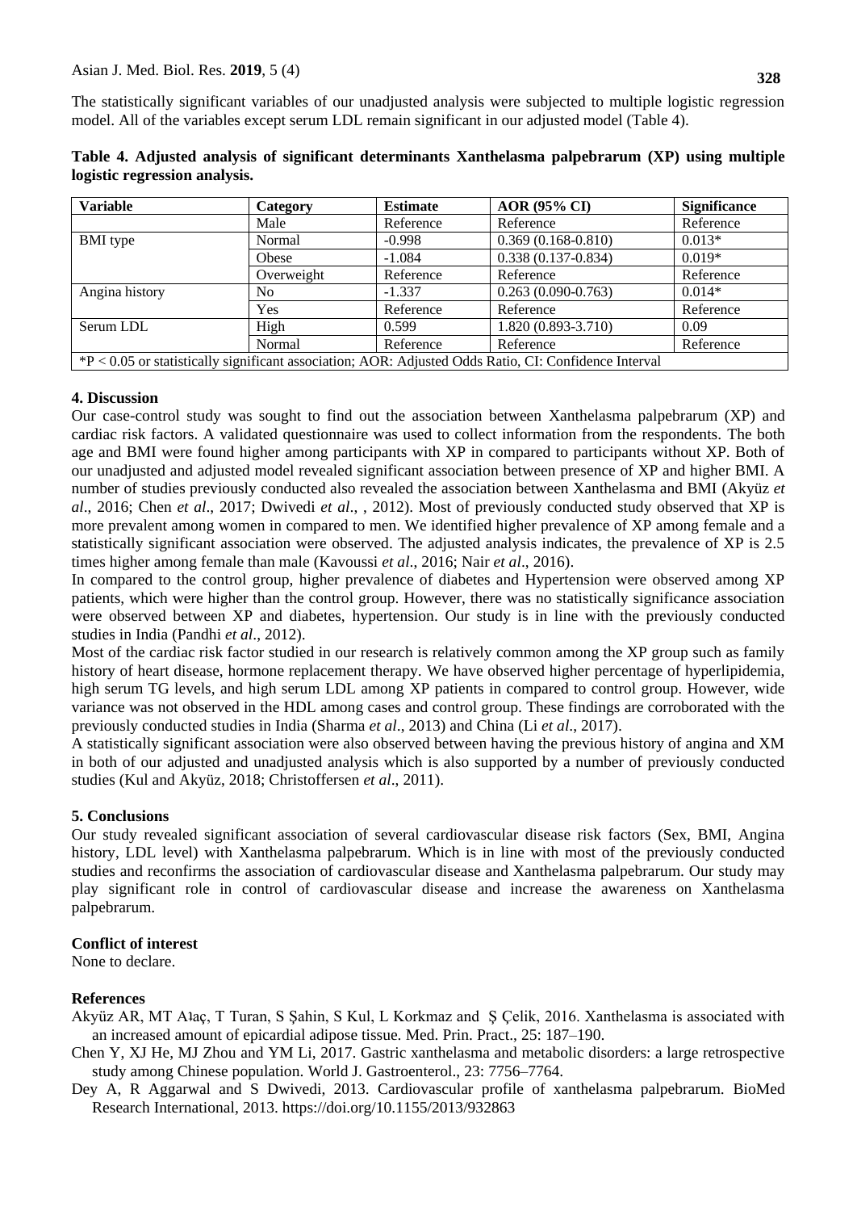The statistically significant variables of our unadjusted analysis were subjected to multiple logistic regression model. All of the variables except serum LDL remain significant in our adjusted model (Table 4).

**Table 4. Adjusted analysis of significant determinants Xanthelasma palpebrarum (XP) using multiple logistic regression analysis.**

| Variable | Category | Estimate | AOR (95% CI) | Significance |
|---|---|---|---|---|
| | Male | Reference | Reference | Reference |
| BMI type | Normal | -0.998 | 0.369 (0.168-0.810) | 0.013* |
| | Obese | -1.084 | 0.338 (0.137-0.834) | 0.019* |
| | Overweight | Reference | Reference | Reference |
| Angina history | No | -1.337 | 0.263 (0.090-0.763) | 0.014* |
| | Yes | Reference | Reference | Reference |
| Serum LDL | High | 0.599 | 1.820 (0.893-3.710) | 0.09 |
| | Normal | Reference | Reference | Reference |

*P < 0.05 or statistically significant association; AOR: Adjusted Odds Ratio, CI: Confidence Interval

## 4. Discussion

Our case-control study was sought to find out the association between Xanthelasma palpebrarum (XP) and cardiac risk factors. A validated questionnaire was used to collect information from the respondents. The both age and BMI were found higher among participants with XP in compared to participants without XP. Both of our unadjusted and adjusted model revealed significant association between presence of XP and higher BMI. A number of studies previously conducted also revealed the association between Xanthelasma and BMI (Akyüz *et al*., 2016; Chen *et al*., 2017; Dwivedi *et al*., , 2012). Most of previously conducted study observed that XP is more prevalent among women in compared to men. We identified higher prevalence of XP among female and a statistically significant association were observed. The adjusted analysis indicates, the prevalence of XP is 2.5 times higher among female than male (Kavoussi *et al*., 2016; Nair *et al*., 2016).

In compared to the control group, higher prevalence of diabetes and Hypertension were observed among XP patients, which were higher than the control group. However, there was no statistically significance association were observed between XP and diabetes, hypertension. Our study is in line with the previously conducted studies in India (Pandhi *et al*., 2012).

Most of the cardiac risk factor studied in our research is relatively common among the XP group such as family history of heart disease, hormone replacement therapy. We have observed higher percentage of hyperlipidemia, high serum TG levels, and high serum LDL among XP patients in compared to control group. However, wide variance was not observed in the HDL among cases and control group. These findings are corroborated with the previously conducted studies in India (Sharma *et al*., 2013) and China (Li *et al*., 2017).

A statistically significant association were also observed between having the previous history of angina and XM in both of our adjusted and unadjusted analysis which is also supported by a number of previously conducted studies (Kul and Akyüz, 2018; Christoffersen *et al*., 2011).

## 5. Conclusions

Our study revealed significant association of several cardiovascular disease risk factors (Sex, BMI, Angina history, LDL level) with Xanthelasma palpebrarum. Which is in line with most of the previously conducted studies and reconfirms the association of cardiovascular disease and Xanthelasma palpebrarum. Our study may play significant role in control of cardiovascular disease and increase the awareness on Xanthelasma palpebrarum.

### Conflict of interest

None to declare.

### References

Akyüz AR, MT Alaç, T Turan, S Şahin, S Kul, L Korkmaz and Ş Çelik, 2016. Xanthelasma is associated with an increased amount of epicardial adipose tissue. Med. Prin. Pract., 25: 187–190.

Chen Y, XJ He, MJ Zhou and YM Li, 2017. Gastric xanthelasma and metabolic disorders: a large retrospective study among Chinese population. World J. Gastroenterol., 23: 7756–7764.

Dey A, R Aggarwal and S Dwivedi, 2013. Cardiovascular profile of xanthelasma palpebrarum. BioMed Research International, 2013. https://doi.org/10.1155/2013/932863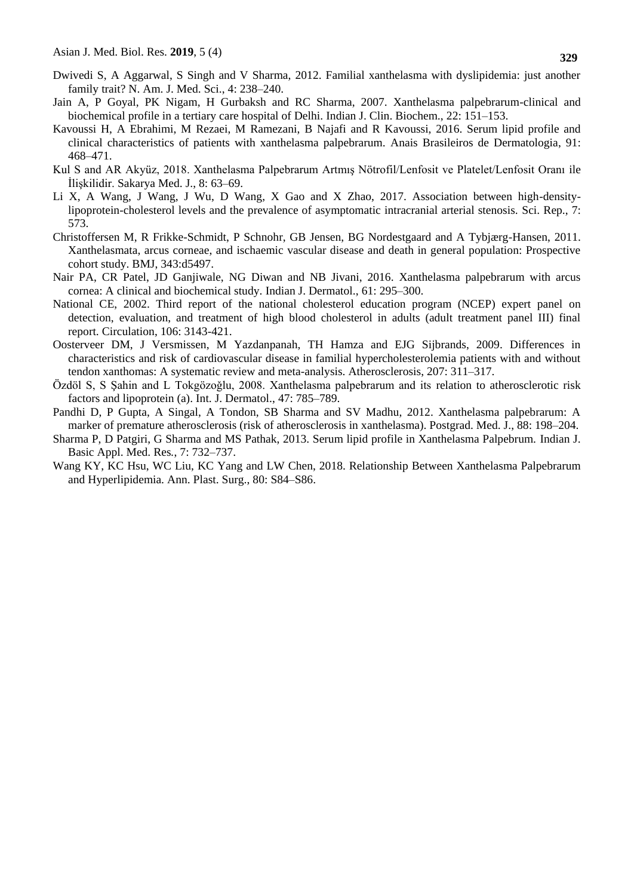Dwivedi S, A Aggarwal, S Singh and V Sharma, 2012. Familial xanthelasma with dyslipidemia: just another family trait? N. Am. J. Med. Sci., 4: 238–240.

Jain A, P Goyal, PK Nigam, H Gurbaksh and RC Sharma, 2007. Xanthelasma palpebrarum-clinical and biochemical profile in a tertiary care hospital of Delhi. Indian J. Clin. Biochem., 22: 151–153.

Kavoussi H, A Ebrahimi, M Rezaei, M Ramezani, B Najafi and R Kavoussi, 2016. Serum lipid profile and clinical characteristics of patients with xanthelasma palpebrarum. Anais Brasileiros de Dermatologia, 91: 468–471.

Kul S and AR Akyüz, 2018. Xanthelasma Palpebrarum Artmış Nötrofil/Lenfosit ve Platelet/Lenfosit Oranı ile İlişkilidir. Sakarya Med. J., 8: 63–69.

Li X, A Wang, J Wang, J Wu, D Wang, X Gao and X Zhao, 2017. Association between high-density-lipoprotein-cholesterol levels and the prevalence of asymptomatic intracranial arterial stenosis. Sci. Rep., 7: 573.

Christoffersen M, R Frikke-Schmidt, P Schnohr, GB Jensen, BG Nordestgaard and A Tybjærg-Hansen, 2011. Xanthelasmata, arcus corneae, and ischaemic vascular disease and death in general population: Prospective cohort study. BMJ, 343:d5497.

Nair PA, CR Patel, JD Ganjiwale, NG Diwan and NB Jivani, 2016. Xanthelasma palpebrarum with arcus cornea: A clinical and biochemical study. Indian J. Dermatol., 61: 295–300.

National CE, 2002. Third report of the national cholesterol education program (NCEP) expert panel on detection, evaluation, and treatment of high blood cholesterol in adults (adult treatment panel III) final report. Circulation, 106: 3143-421.

Oosterveer DM, J Versmissen, M Yazdanpanah, TH Hamza and EJG Sijbrands, 2009. Differences in characteristics and risk of cardiovascular disease in familial hypercholesterolemia patients with and without tendon xanthomas: A systematic review and meta-analysis. Atherosclerosis, 207: 311–317.

Özdöl S, S Şahin and L Tokgözoğlu, 2008. Xanthelasma palpebrarum and its relation to atherosclerotic risk factors and lipoprotein (a). Int. J. Dermatol., 47: 785–789.

Pandhi D, P Gupta, A Singal, A Tondon, SB Sharma and SV Madhu, 2012. Xanthelasma palpebrarum: A marker of premature atherosclerosis (risk of atherosclerosis in xanthelasma). Postgrad. Med. J., 88: 198–204.

Sharma P, D Patgiri, G Sharma and MS Pathak, 2013. Serum lipid profile in Xanthelasma Palpebrum. Indian J. Basic Appl. Med. Res., 7: 732–737.

Wang KY, KC Hsu, WC Liu, KC Yang and LW Chen, 2018. Relationship Between Xanthelasma Palpebrarum and Hyperlipidemia. Ann. Plast. Surg., 80: S84–S86.